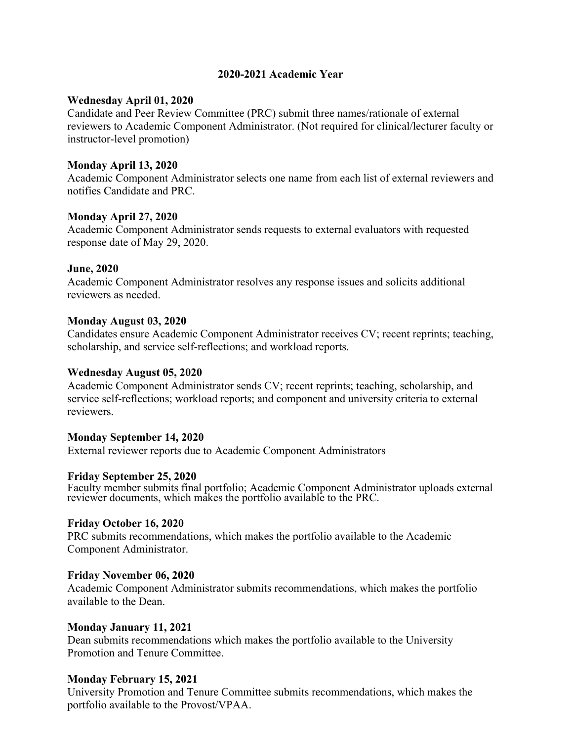## 2020-2021 Academic Year

**Wednesday April 01, 2020**
Candidate and Peer Review Committee (PRC) submit three names/rationale of external reviewers to Academic Component Administrator. (Not required for clinical/lecturer faculty or instructor-level promotion)

**Monday April 13, 2020**
Academic Component Administrator selects one name from each list of external reviewers and notifies Candidate and PRC.

**Monday April 27, 2020**
Academic Component Administrator sends requests to external evaluators with requested response date of May 29, 2020.

**June, 2020**
Academic Component Administrator resolves any response issues and solicits additional reviewers as needed.

**Monday August 03, 2020**
Candidates ensure Academic Component Administrator receives CV; recent reprints; teaching, scholarship, and service self-reflections; and workload reports.

**Wednesday August 05, 2020**
Academic Component Administrator sends CV; recent reprints; teaching, scholarship, and service self-reflections; workload reports; and component and university criteria to external reviewers.

**Monday September 14, 2020**
External reviewer reports due to Academic Component Administrators

**Friday September 25, 2020**
Faculty member submits final portfolio; Academic Component Administrator uploads external reviewer documents, which makes the portfolio available to the PRC.

**Friday October 16, 2020**
PRC submits recommendations, which makes the portfolio available to the Academic Component Administrator.

**Friday November 06, 2020**
Academic Component Administrator submits recommendations, which makes the portfolio available to the Dean.

**Monday January 11, 2021**
Dean submits recommendations which makes the portfolio available to the University Promotion and Tenure Committee.

**Monday February 15, 2021**
University Promotion and Tenure Committee submits recommendations, which makes the portfolio available to the Provost/VPAA.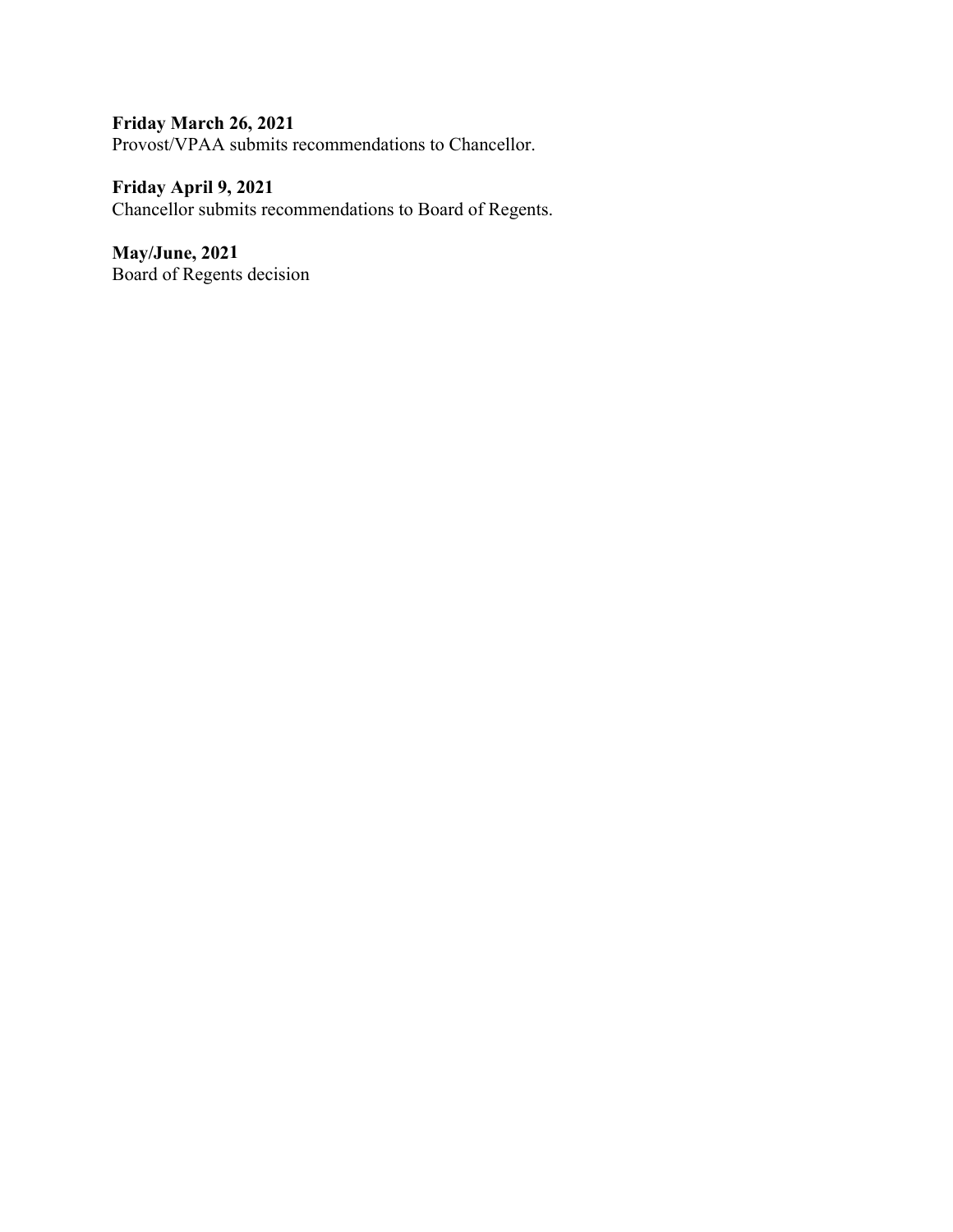**Friday March 26, 2021**
Provost/VPAA submits recommendations to Chancellor.

**Friday April 9, 2021**
Chancellor submits recommendations to Board of Regents.

**May/June, 2021**
Board of Regents decision